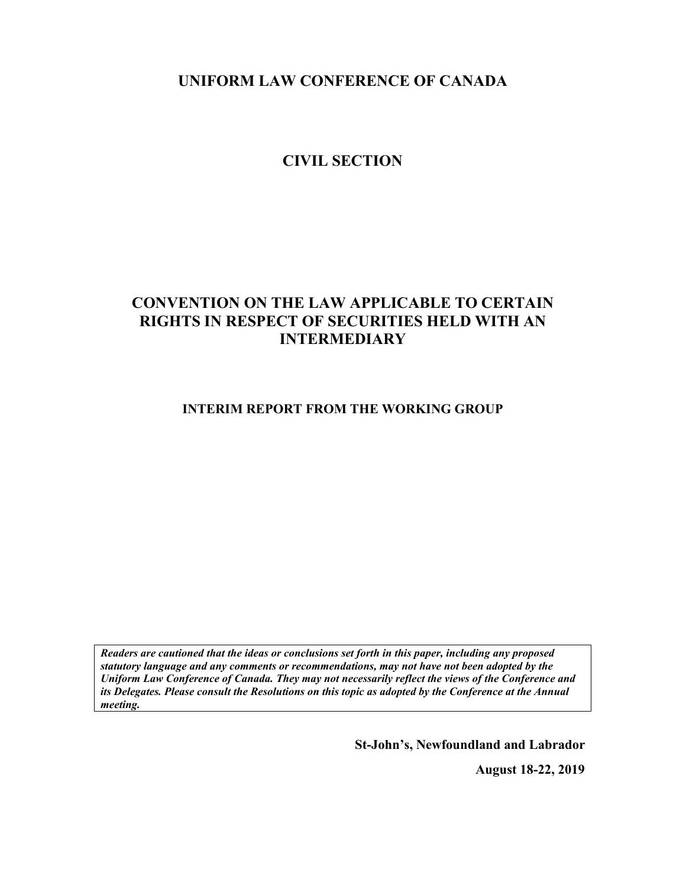# UNIFORM LAW CONFERENCE OF CANADA

## CIVIL SECTION

## CONVENTION ON THE LAW APPLICABLE TO CERTAIN RIGHTS IN RESPECT OF SECURITIES HELD WITH AN INTERMEDIARY

### INTERIM REPORT FROM THE WORKING GROUP

***Readers are cautioned that the ideas or conclusions set forth in this paper, including any proposed statutory language and any comments or recommendations, may not have not been adopted by the Uniform Law Conference of Canada. They may not necessarily reflect the views of the Conference and its Delegates. Please consult the Resolutions on this topic as adopted by the Conference at the Annual meeting.***

**St-John's, Newfoundland and Labrador**

**August 18-22, 2019**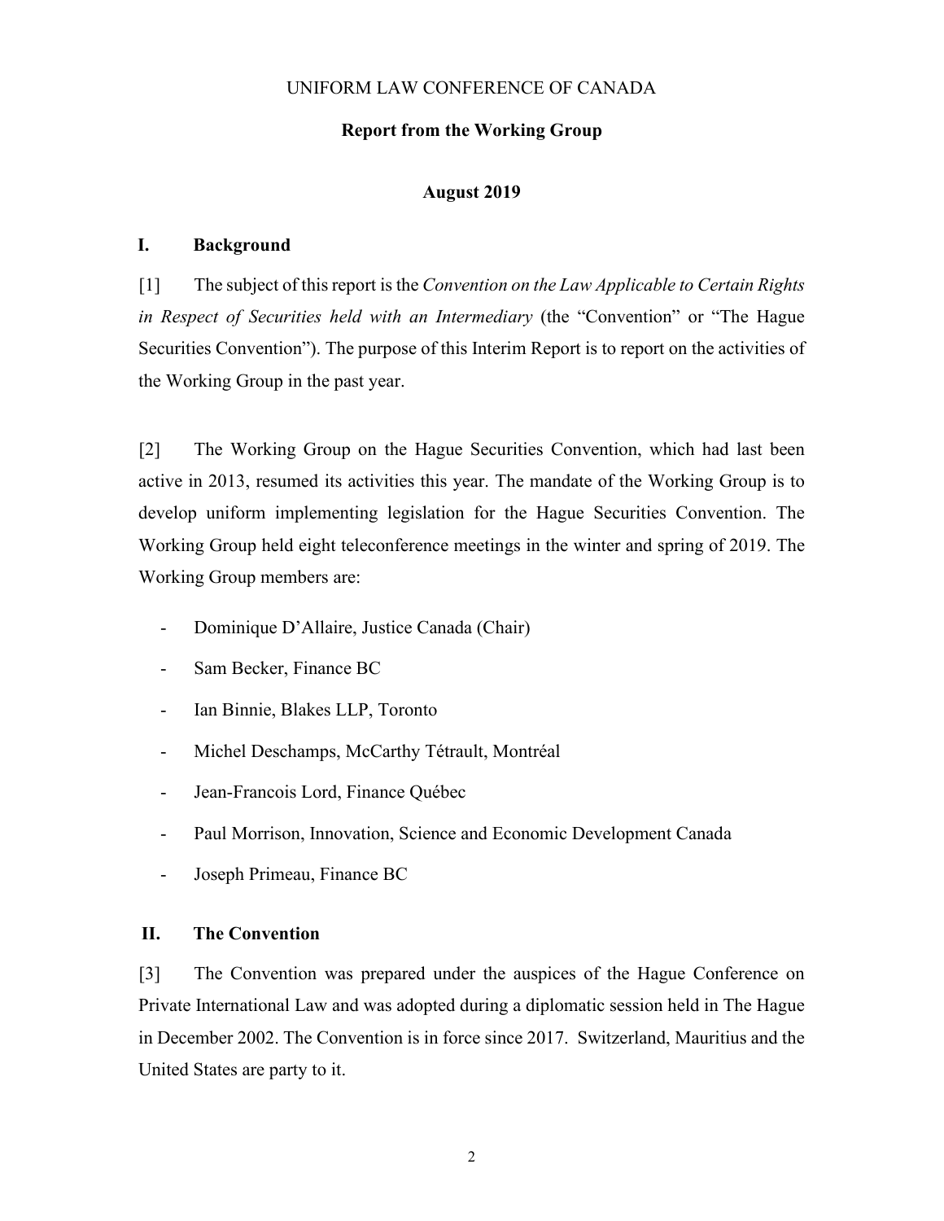UNIFORM LAW CONFERENCE OF CANADA

**Report from the Working Group**

**August 2019**

## I. Background

[1] The subject of this report is the *Convention on the Law Applicable to Certain Rights in Respect of Securities held with an Intermediary* (the "Convention" or "The Hague Securities Convention"). The purpose of this Interim Report is to report on the activities of the Working Group in the past year.

[2] The Working Group on the Hague Securities Convention, which had last been active in 2013, resumed its activities this year. The mandate of the Working Group is to develop uniform implementing legislation for the Hague Securities Convention. The Working Group held eight teleconference meetings in the winter and spring of 2019. The Working Group members are:

- Dominique D'Allaire, Justice Canada (Chair)
- Sam Becker, Finance BC
- Ian Binnie, Blakes LLP, Toronto
- Michel Deschamps, McCarthy Tétrault, Montréal
- Jean-Francois Lord, Finance Québec
- Paul Morrison, Innovation, Science and Economic Development Canada
- Joseph Primeau, Finance BC

## II. The Convention

[3] The Convention was prepared under the auspices of the Hague Conference on Private International Law and was adopted during a diplomatic session held in The Hague in December 2002. The Convention is in force since 2017. Switzerland, Mauritius and the United States are party to it.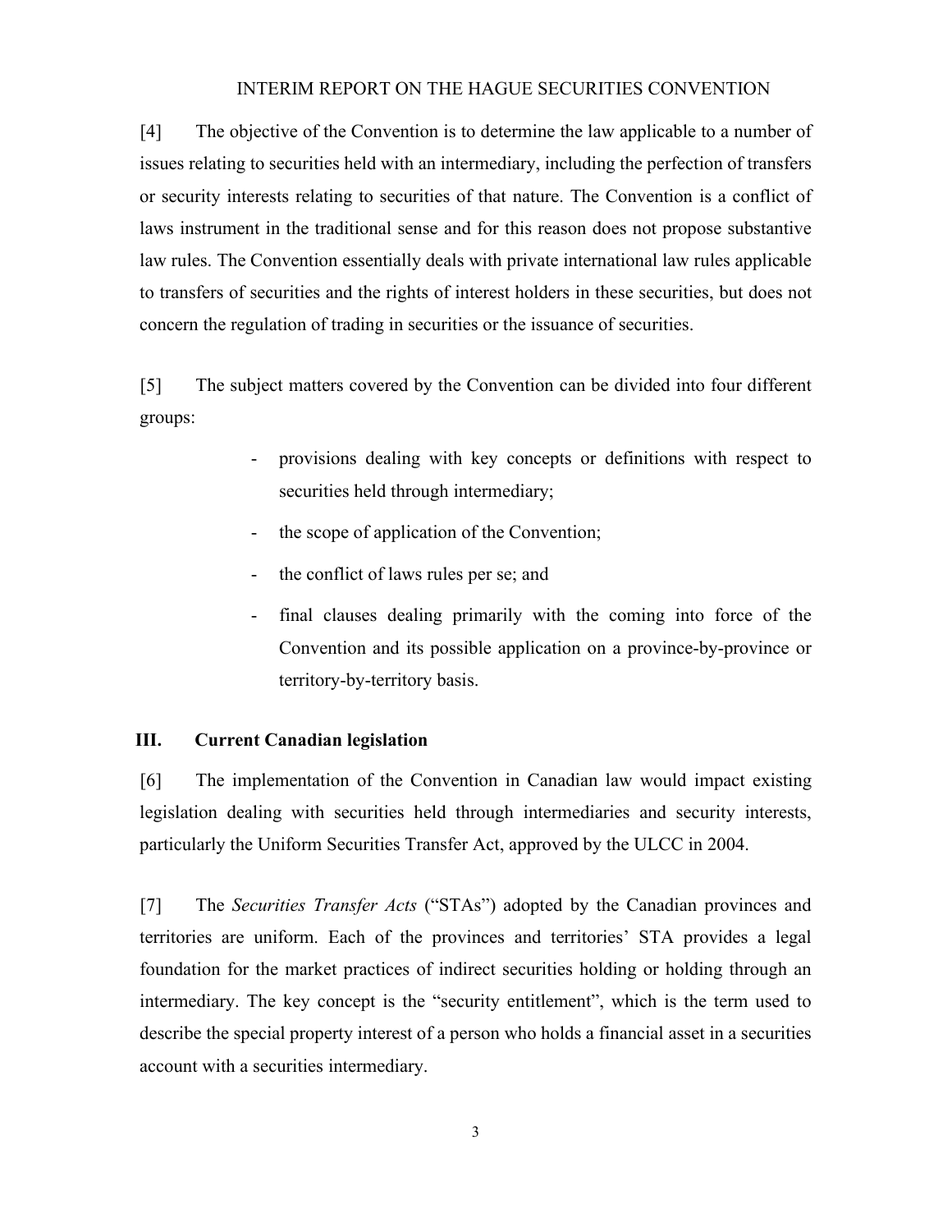[4] The objective of the Convention is to determine the law applicable to a number of issues relating to securities held with an intermediary, including the perfection of transfers or security interests relating to securities of that nature. The Convention is a conflict of laws instrument in the traditional sense and for this reason does not propose substantive law rules. The Convention essentially deals with private international law rules applicable to transfers of securities and the rights of interest holders in these securities, but does not concern the regulation of trading in securities or the issuance of securities.

[5] The subject matters covered by the Convention can be divided into four different groups:

- provisions dealing with key concepts or definitions with respect to securities held through intermediary;
- the scope of application of the Convention;
- the conflict of laws rules per se; and
- final clauses dealing primarily with the coming into force of the Convention and its possible application on a province-by-province or territory-by-territory basis.

## III. Current Canadian legislation

[6] The implementation of the Convention in Canadian law would impact existing legislation dealing with securities held through intermediaries and security interests, particularly the Uniform Securities Transfer Act, approved by the ULCC in 2004.

[7] The *Securities Transfer Acts* ("STAs") adopted by the Canadian provinces and territories are uniform. Each of the provinces and territories' STA provides a legal foundation for the market practices of indirect securities holding or holding through an intermediary. The key concept is the "security entitlement", which is the term used to describe the special property interest of a person who holds a financial asset in a securities account with a securities intermediary.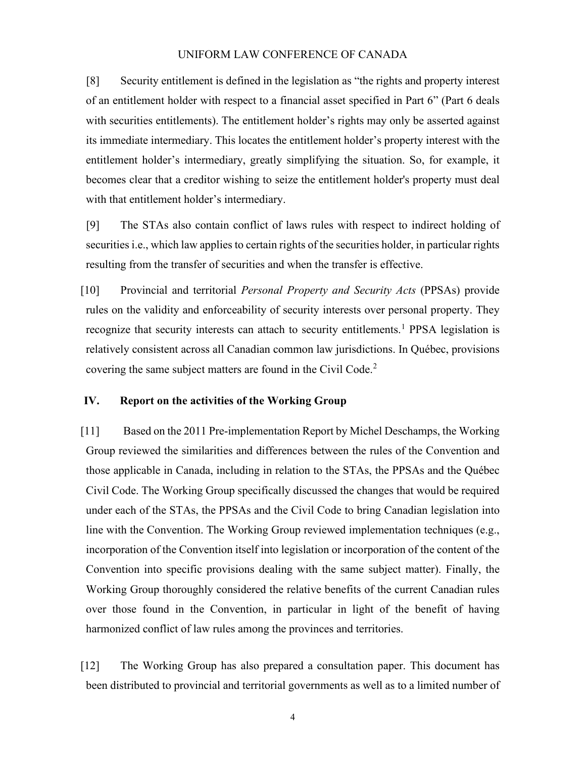[8] Security entitlement is defined in the legislation as "the rights and property interest of an entitlement holder with respect to a financial asset specified in Part 6" (Part 6 deals with securities entitlements). The entitlement holder's rights may only be asserted against its immediate intermediary. This locates the entitlement holder's property interest with the entitlement holder's intermediary, greatly simplifying the situation. So, for example, it becomes clear that a creditor wishing to seize the entitlement holder's property must deal with that entitlement holder's intermediary.

[9] The STAs also contain conflict of laws rules with respect to indirect holding of securities i.e., which law applies to certain rights of the securities holder, in particular rights resulting from the transfer of securities and when the transfer is effective.

[10] Provincial and territorial *Personal Property and Security Acts* (PPSAs) provide rules on the validity and enforceability of security interests over personal property. They recognize that security interests can attach to security entitlements.[1] PPSA legislation is relatively consistent across all Canadian common law jurisdictions. In Québec, provisions covering the same subject matters are found in the Civil Code.[2]

## IV. Report on the activities of the Working Group

[11] Based on the 2011 Pre-implementation Report by Michel Deschamps, the Working Group reviewed the similarities and differences between the rules of the Convention and those applicable in Canada, including in relation to the STAs, the PPSAs and the Québec Civil Code. The Working Group specifically discussed the changes that would be required under each of the STAs, the PPSAs and the Civil Code to bring Canadian legislation into line with the Convention. The Working Group reviewed implementation techniques (e.g., incorporation of the Convention itself into legislation or incorporation of the content of the Convention into specific provisions dealing with the same subject matter). Finally, the Working Group thoroughly considered the relative benefits of the current Canadian rules over those found in the Convention, in particular in light of the benefit of having harmonized conflict of law rules among the provinces and territories.

[12] The Working Group has also prepared a consultation paper. This document has been distributed to provincial and territorial governments as well as to a limited number of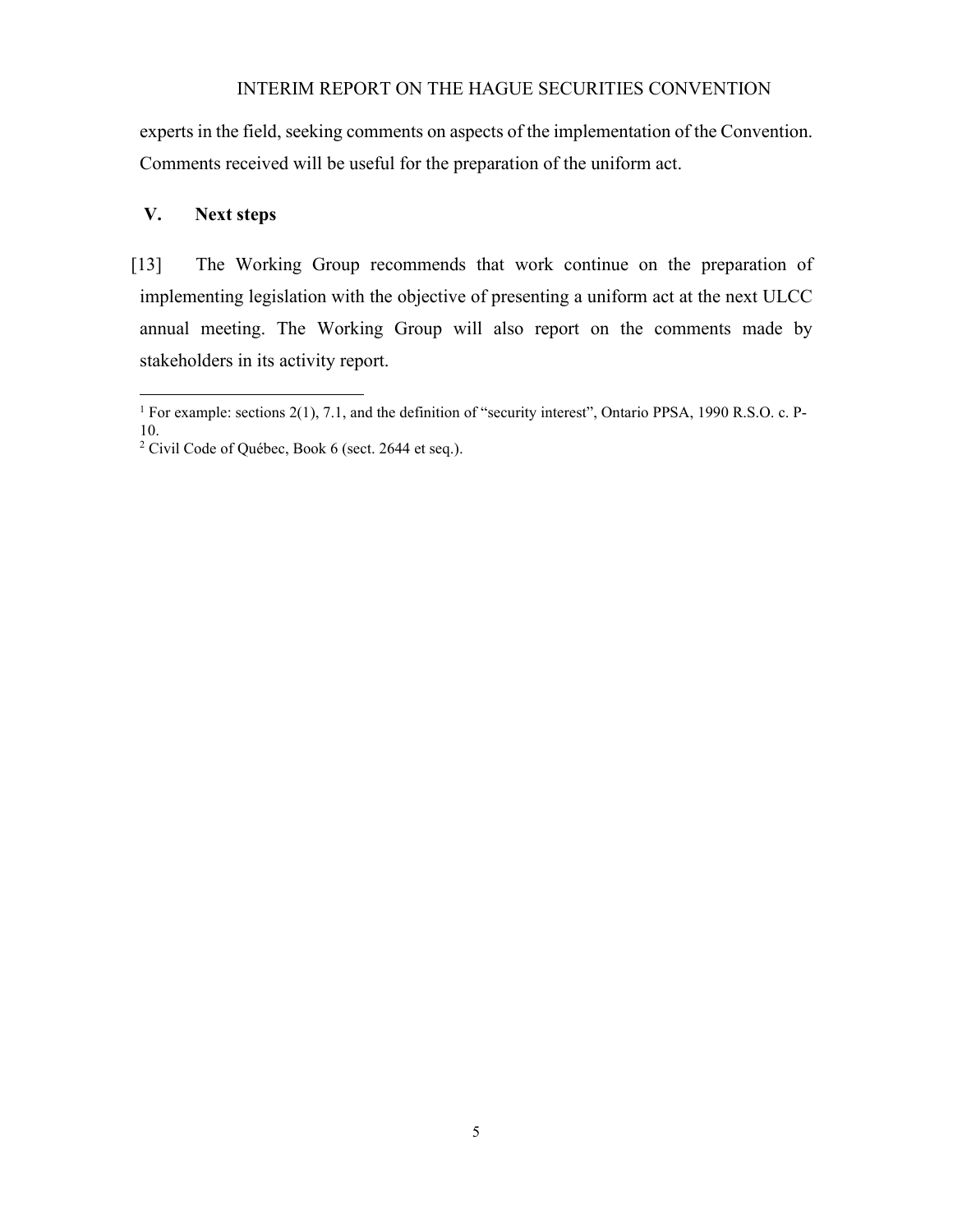experts in the field, seeking comments on aspects of the implementation of the Convention. Comments received will be useful for the preparation of the uniform act.

## V. Next steps

[13] The Working Group recommends that work continue on the preparation of implementing legislation with the objective of presenting a uniform act at the next ULCC annual meeting. The Working Group will also report on the comments made by stakeholders in its activity report.

---

[1] For example: sections 2(1), 7.1, and the definition of "security interest", Ontario PPSA, 1990 R.S.O. c. P-10.

[2] Civil Code of Québec, Book 6 (sect. 2644 et seq.).